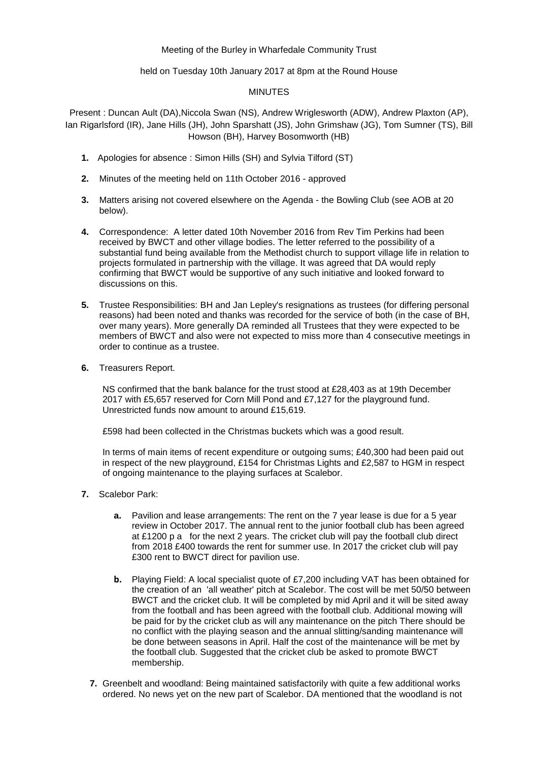Meeting of the Burley in Wharfedale Community Trust

held on Tuesday 10th January 2017 at 8pm at the Round House

MINUTES

Present : Duncan Ault (DA),Niccola Swan (NS), Andrew Wriglesworth (ADW), Andrew Plaxton (AP), Ian Rigarlsford (IR), Jane Hills (JH), John Sparshatt (JS), John Grimshaw (JG), Tom Sumner (TS), Bill Howson (BH), Harvey Bosomworth (HB)

1. Apologies for absence : Simon Hills (SH) and Sylvia Tilford (ST)

2. Minutes of the meeting held on 11th October 2016 - approved

3. Matters arising not covered elsewhere on the Agenda - the Bowling Club (see AOB at 20 below).

4. Correspondence: A letter dated 10th November 2016 from Rev Tim Perkins had been received by BWCT and other village bodies. The letter referred to the possibility of a substantial fund being available from the Methodist church to support village life in relation to projects formulated in partnership with the village. It was agreed that DA would reply confirming that BWCT would be supportive of any such initiative and looked forward to discussions on this.

5. Trustee Responsibilities: BH and Jan Lepley's resignations as trustees (for differing personal reasons) had been noted and thanks was recorded for the service of both (in the case of BH, over many years). More generally DA reminded all Trustees that they were expected to be members of BWCT and also were not expected to miss more than 4 consecutive meetings in order to continue as a trustee.

6. Treasurers Report.

   NS confirmed that the bank balance for the trust stood at £28,403 as at 19th December 2017 with £5,657 reserved for Corn Mill Pond and £7,127 for the playground fund. Unrestricted funds now amount to around £15,619.

   £598 had been collected in the Christmas buckets which was a good result.

   In terms of main items of recent expenditure or outgoing sums; £40,300 had been paid out in respect of the new playground, £154 for Christmas Lights and £2,587 to HGM in respect of ongoing maintenance to the playing surfaces at Scalebor.

7. Scalebor Park:

   a. Pavilion and lease arrangements: The rent on the 7 year lease is due for a 5 year review in October 2017. The annual rent to the junior football club has been agreed at £1200 p a for the next 2 years. The cricket club will pay the football club direct from 2018 £400 towards the rent for summer use. In 2017 the cricket club will pay £300 rent to BWCT direct for pavilion use.

   b. Playing Field: A local specialist quote of £7,200 including VAT has been obtained for the creation of an 'all weather' pitch at Scalebor. The cost will be met 50/50 between BWCT and the cricket club. It will be completed by mid April and it will be sited away from the football and has been agreed with the football club. Additional mowing will be paid for by the cricket club as will any maintenance on the pitch There should be no conflict with the playing season and the annual slitting/sanding maintenance will be done between seasons in April. Half the cost of the maintenance will be met by the football club. Suggested that the cricket club be asked to promote BWCT membership.

7. Greenbelt and woodland: Being maintained satisfactorily with quite a few additional works ordered. No news yet on the new part of Scalebor. DA mentioned that the woodland is not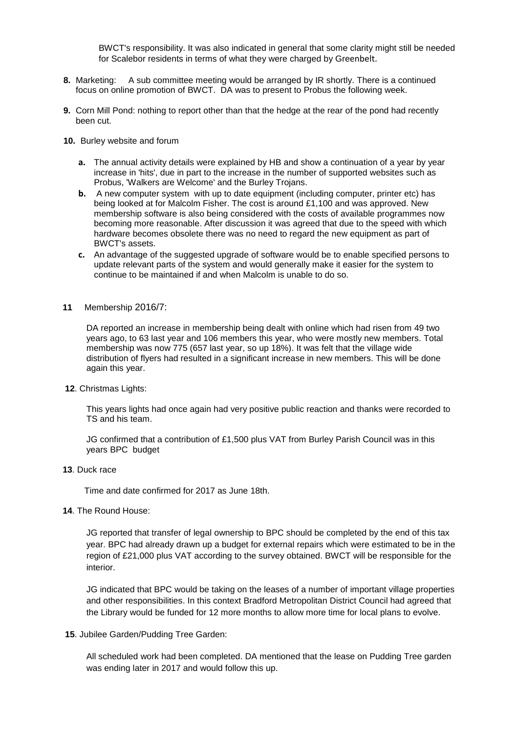BWCT's responsibility. It was also indicated in general that some clarity might still be needed for Scalebor residents in terms of what they were charged by Greenbelt.

**8.** Marketing: A sub committee meeting would be arranged by IR shortly. There is a continued focus on online promotion of BWCT. DA was to present to Probus the following week.

**9.** Corn Mill Pond: nothing to report other than that the hedge at the rear of the pond had recently been cut.

**10.** Burley website and forum

- **a.** The annual activity details were explained by HB and show a continuation of a year by year increase in 'hits', due in part to the increase in the number of supported websites such as Probus, 'Walkers are Welcome' and the Burley Trojans.
- **b.** A new computer system with up to date equipment (including computer, printer etc) has being looked at for Malcolm Fisher. The cost is around £1,100 and was approved. New membership software is also being considered with the costs of available programmes now becoming more reasonable. After discussion it was agreed that due to the speed with which hardware becomes obsolete there was no need to regard the new equipment as part of BWCT's assets.
- **c.** An advantage of the suggested upgrade of software would be to enable specified persons to update relevant parts of the system and would generally make it easier for the system to continue to be maintained if and when Malcolm is unable to do so.

**11** Membership 2016/7:

DA reported an increase in membership being dealt with online which had risen from 49 two years ago, to 63 last year and 106 members this year, who were mostly new members. Total membership was now 775 (657 last year, so up 18%). It was felt that the village wide distribution of flyers had resulted in a significant increase in new members. This will be done again this year.

**12**. Christmas Lights:

This years lights had once again had very positive public reaction and thanks were recorded to TS and his team.

JG confirmed that a contribution of £1,500 plus VAT from Burley Parish Council was in this years BPC budget

**13**. Duck race

Time and date confirmed for 2017 as June 18th.

**14**. The Round House:

JG reported that transfer of legal ownership to BPC should be completed by the end of this tax year. BPC had already drawn up a budget for external repairs which were estimated to be in the region of £21,000 plus VAT according to the survey obtained. BWCT will be responsible for the interior.

JG indicated that BPC would be taking on the leases of a number of important village properties and other responsibilities. In this context Bradford Metropolitan District Council had agreed that the Library would be funded for 12 more months to allow more time for local plans to evolve.

**15**. Jubilee Garden/Pudding Tree Garden:

All scheduled work had been completed. DA mentioned that the lease on Pudding Tree garden was ending later in 2017 and would follow this up.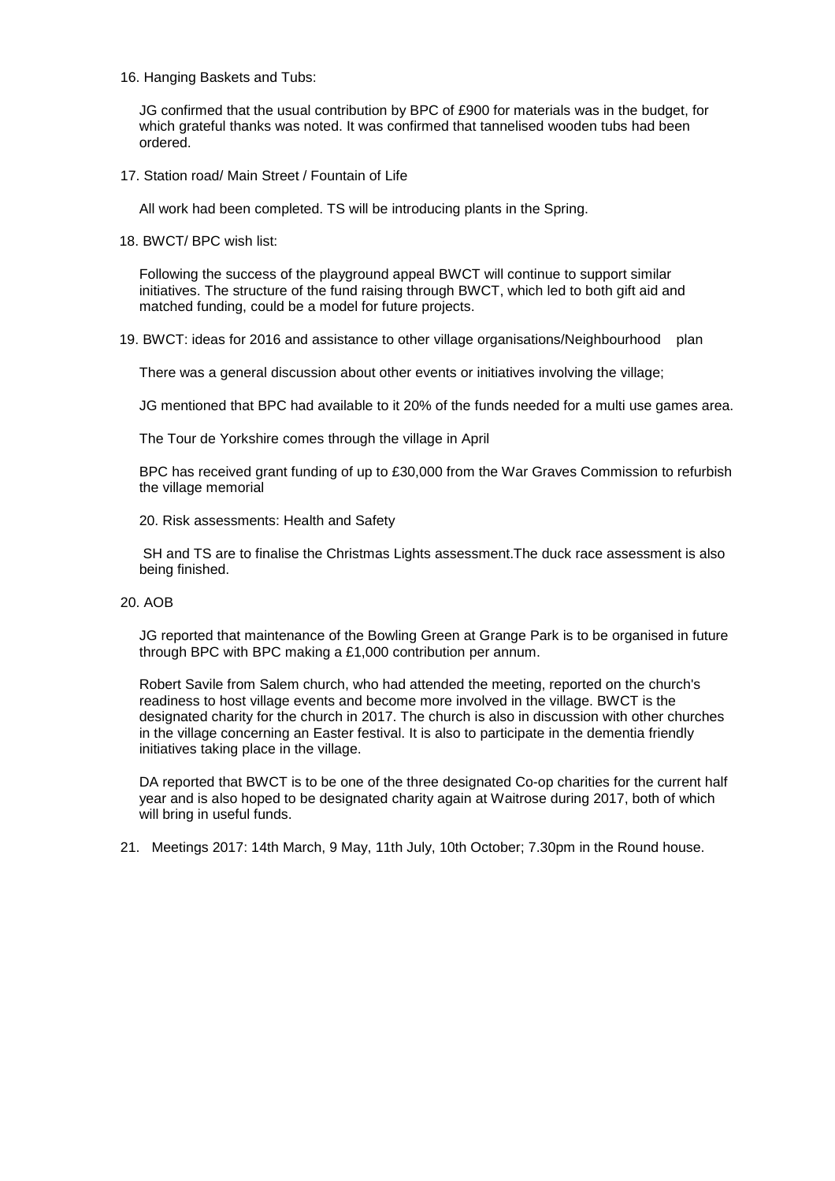16. Hanging Baskets and Tubs:

    JG confirmed that the usual contribution by BPC of £900 for materials was in the budget, for which grateful thanks was noted. It was confirmed that tannelised wooden tubs had been ordered.

17. Station road/ Main Street / Fountain of Life

    All work had been completed. TS will be introducing plants in the Spring.

18. BWCT/ BPC wish list:

    Following the success of the playground appeal BWCT will continue to support similar initiatives. The structure of the fund raising through BWCT, which led to both gift aid and matched funding, could be a model for future projects.

19. BWCT: ideas for 2016 and assistance to other village organisations/Neighbourhood plan

    There was a general discussion about other events or initiatives involving the village;

    JG mentioned that BPC had available to it 20% of the funds needed for a multi use games area.

    The Tour de Yorkshire comes through the village in April

    BPC has received grant funding of up to £30,000 from the War Graves Commission to refurbish the village memorial

    20. Risk assessments: Health and Safety

    SH and TS are to finalise the Christmas Lights assessment.The duck race assessment is also being finished.

20. AOB

    JG reported that maintenance of the Bowling Green at Grange Park is to be organised in future through BPC with BPC making a £1,000 contribution per annum.

    Robert Savile from Salem church, who had attended the meeting, reported on the church's readiness to host village events and become more involved in the village. BWCT is the designated charity for the church in 2017. The church is also in discussion with other churches in the village concerning an Easter festival. It is also to participate in the dementia friendly initiatives taking place in the village.

    DA reported that BWCT is to be one of the three designated Co-op charities for the current half year and is also hoped to be designated charity again at Waitrose during 2017, both of which will bring in useful funds.

21. Meetings 2017: 14th March, 9 May, 11th July, 10th October; 7.30pm in the Round house.